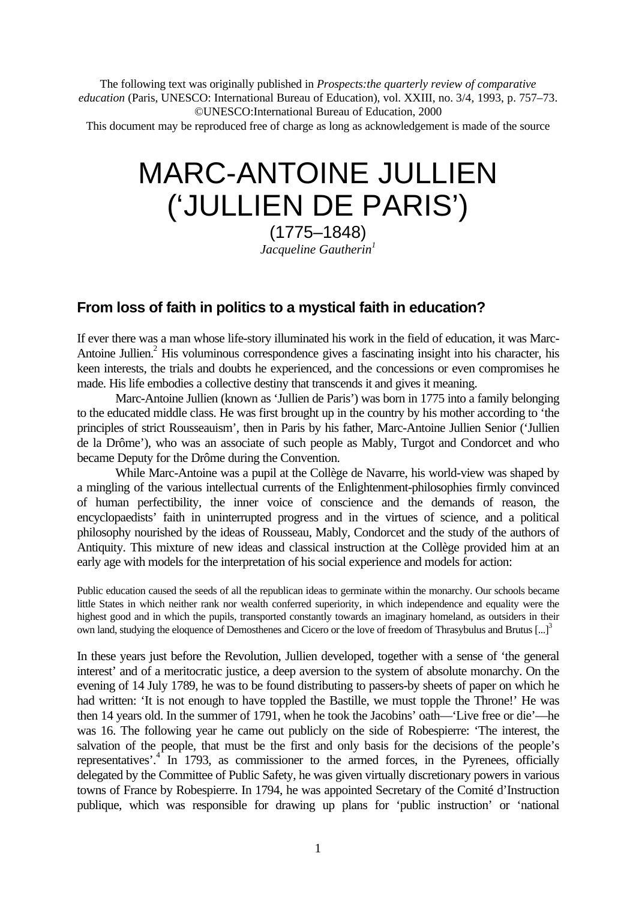The following text was originally published in *Prospects:the quarterly review of comparative education* (Paris, UNESCO: International Bureau of Education), vol. XXIII, no. 3/4, 1993, p. 757–73.
©UNESCO:International Bureau of Education, 2000
This document may be reproduced free of charge as long as acknowledgement is made of the source

# MARC-ANTOINE JULLIEN ('JULLIEN DE PARIS')

(1775–1848)

*Jacqueline Gautherin*[1]

## From loss of faith in politics to a mystical faith in education?

If ever there was a man whose life-story illuminated his work in the field of education, it was Marc-Antoine Jullien.[2] His voluminous correspondence gives a fascinating insight into his character, his keen interests, the trials and doubts he experienced, and the concessions or even compromises he made. His life embodies a collective destiny that transcends it and gives it meaning.

Marc-Antoine Jullien (known as 'Jullien de Paris') was born in 1775 into a family belonging to the educated middle class. He was first brought up in the country by his mother according to 'the principles of strict Rousseauism', then in Paris by his father, Marc-Antoine Jullien Senior ('Jullien de la Drôme'), who was an associate of such people as Mably, Turgot and Condorcet and who became Deputy for the Drôme during the Convention.

While Marc-Antoine was a pupil at the Collège de Navarre, his world-view was shaped by a mingling of the various intellectual currents of the Enlightenment-philosophies firmly convinced of human perfectibility, the inner voice of conscience and the demands of reason, the encyclopaedists' faith in uninterrupted progress and in the virtues of science, and a political philosophy nourished by the ideas of Rousseau, Mably, Condorcet and the study of the authors of Antiquity. This mixture of new ideas and classical instruction at the Collège provided him at an early age with models for the interpretation of his social experience and models for action:

> Public education caused the seeds of all the republican ideas to germinate within the monarchy. Our schools became little States in which neither rank nor wealth conferred superiority, in which independence and equality were the highest good and in which the pupils, transported constantly towards an imaginary homeland, as outsiders in their own land, studying the eloquence of Demosthenes and Cicero or the love of freedom of Thrasybulus and Brutus [...][3]

In these years just before the Revolution, Jullien developed, together with a sense of 'the general interest' and of a meritocratic justice, a deep aversion to the system of absolute monarchy. On the evening of 14 July 1789, he was to be found distributing to passers-by sheets of paper on which he had written: 'It is not enough to have toppled the Bastille, we must topple the Throne!' He was then 14 years old. In the summer of 1791, when he took the Jacobins' oath—'Live free or die'—he was 16. The following year he came out publicly on the side of Robespierre: 'The interest, the salvation of the people, that must be the first and only basis for the decisions of the people's representatives'.[4] In 1793, as commissioner to the armed forces, in the Pyrenees, officially delegated by the Committee of Public Safety, he was given virtually discretionary powers in various towns of France by Robespierre. In 1794, he was appointed Secretary of the Comité d'Instruction publique, which was responsible for drawing up plans for 'public instruction' or 'national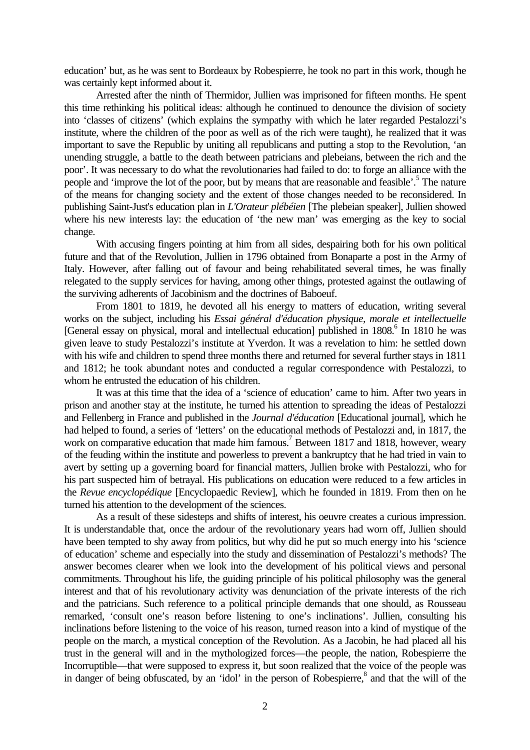education' but, as he was sent to Bordeaux by Robespierre, he took no part in this work, though he was certainly kept informed about it.

Arrested after the ninth of Thermidor, Jullien was imprisoned for fifteen months. He spent this time rethinking his political ideas: although he continued to denounce the division of society into 'classes of citizens' (which explains the sympathy with which he later regarded Pestalozzi's institute, where the children of the poor as well as of the rich were taught), he realized that it was important to save the Republic by uniting all republicans and putting a stop to the Revolution, 'an unending struggle, a battle to the death between patricians and plebeians, between the rich and the poor'. It was necessary to do what the revolutionaries had failed to do: to forge an alliance with the people and 'improve the lot of the poor, but by means that are reasonable and feasible'.[5] The nature of the means for changing society and the extent of those changes needed to be reconsidered. In publishing Saint-Just's education plan in *L'Orateur plébéien* [The plebeian speaker], Jullien showed where his new interests lay: the education of 'the new man' was emerging as the key to social change.

With accusing fingers pointing at him from all sides, despairing both for his own political future and that of the Revolution, Jullien in 1796 obtained from Bonaparte a post in the Army of Italy. However, after falling out of favour and being rehabilitated several times, he was finally relegated to the supply services for having, among other things, protested against the outlawing of the surviving adherents of Jacobinism and the doctrines of Baboeuf.

From 1801 to 1819, he devoted all his energy to matters of education, writing several works on the subject, including his *Essai général d'éducation physique, morale et intellectuelle* [General essay on physical, moral and intellectual education] published in 1808.[6] In 1810 he was given leave to study Pestalozzi's institute at Yverdon. It was a revelation to him: he settled down with his wife and children to spend three months there and returned for several further stays in 1811 and 1812; he took abundant notes and conducted a regular correspondence with Pestalozzi, to whom he entrusted the education of his children.

It was at this time that the idea of a 'science of education' came to him. After two years in prison and another stay at the institute, he turned his attention to spreading the ideas of Pestalozzi and Fellenberg in France and published in the *Journal d'éducation* [Educational journal], which he had helped to found, a series of 'letters' on the educational methods of Pestalozzi and, in 1817, the work on comparative education that made him famous.[7] Between 1817 and 1818, however, weary of the feuding within the institute and powerless to prevent a bankruptcy that he had tried in vain to avert by setting up a governing board for financial matters, Jullien broke with Pestalozzi, who for his part suspected him of betrayal. His publications on education were reduced to a few articles in the *Revue encyclopédique* [Encyclopaedic Review], which he founded in 1819. From then on he turned his attention to the development of the sciences.

As a result of these sidesteps and shifts of interest, his oeuvre creates a curious impression. It is understandable that, once the ardour of the revolutionary years had worn off, Jullien should have been tempted to shy away from politics, but why did he put so much energy into his 'science of education' scheme and especially into the study and dissemination of Pestalozzi's methods? The answer becomes clearer when we look into the development of his political views and personal commitments. Throughout his life, the guiding principle of his political philosophy was the general interest and that of his revolutionary activity was denunciation of the private interests of the rich and the patricians. Such reference to a political principle demands that one should, as Rousseau remarked, 'consult one's reason before listening to one's inclinations'. Jullien, consulting his inclinations before listening to the voice of his reason, turned reason into a kind of mystique of the people on the march, a mystical conception of the Revolution. As a Jacobin, he had placed all his trust in the general will and in the mythologized forces—the people, the nation, Robespierre the Incorruptible—that were supposed to express it, but soon realized that the voice of the people was in danger of being obfuscated, by an 'idol' in the person of Robespierre,[8] and that the will of the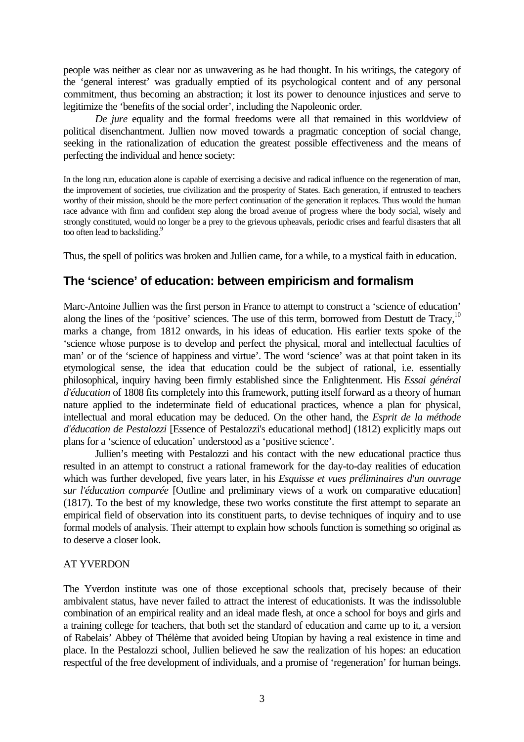people was neither as clear nor as unwavering as he had thought. In his writings, the category of the 'general interest' was gradually emptied of its psychological content and of any personal commitment, thus becoming an abstraction; it lost its power to denounce injustices and serve to legitimize the 'benefits of the social order', including the Napoleonic order.

*De jure* equality and the formal freedoms were all that remained in this worldview of political disenchantment. Jullien now moved towards a pragmatic conception of social change, seeking in the rationalization of education the greatest possible effectiveness and the means of perfecting the individual and hence society:

> In the long run, education alone is capable of exercising a decisive and radical influence on the regeneration of man, the improvement of societies, true civilization and the prosperity of States. Each generation, if entrusted to teachers worthy of their mission, should be the more perfect continuation of the generation it replaces. Thus would the human race advance with firm and confident step along the broad avenue of progress where the body social, wisely and strongly constituted, would no longer be a prey to the grievous upheavals, periodic crises and fearful disasters that all too often lead to backsliding.[9]

Thus, the spell of politics was broken and Jullien came, for a while, to a mystical faith in education.

## The 'science' of education: between empiricism and formalism

Marc-Antoine Jullien was the first person in France to attempt to construct a 'science of education' along the lines of the 'positive' sciences. The use of this term, borrowed from Destutt de Tracy,[10] marks a change, from 1812 onwards, in his ideas of education. His earlier texts spoke of the 'science whose purpose is to develop and perfect the physical, moral and intellectual faculties of man' or of the 'science of happiness and virtue'. The word 'science' was at that point taken in its etymological sense, the idea that education could be the subject of rational, i.e. essentially philosophical, inquiry having been firmly established since the Enlightenment. His *Essai général d'éducation* of 1808 fits completely into this framework, putting itself forward as a theory of human nature applied to the indeterminate field of educational practices, whence a plan for physical, intellectual and moral education may be deduced. On the other hand, the *Esprit de la méthode d'éducation de Pestalozzi* [Essence of Pestalozzi's educational method] (1812) explicitly maps out plans for a 'science of education' understood as a 'positive science'.

Jullien's meeting with Pestalozzi and his contact with the new educational practice thus resulted in an attempt to construct a rational framework for the day-to-day realities of education which was further developed, five years later, in his *Esquisse et vues préliminaires d'un ouvrage sur l'éducation comparée* [Outline and preliminary views of a work on comparative education] (1817). To the best of my knowledge, these two works constitute the first attempt to separate an empirical field of observation into its constituent parts, to devise techniques of inquiry and to use formal models of analysis. Their attempt to explain how schools function is something so original as to deserve a closer look.

### AT YVERDON

The Yverdon institute was one of those exceptional schools that, precisely because of their ambivalent status, have never failed to attract the interest of educationists. It was the indissoluble combination of an empirical reality and an ideal made flesh, at once a school for boys and girls and a training college for teachers, that both set the standard of education and came up to it, a version of Rabelais' Abbey of Thélème that avoided being Utopian by having a real existence in time and place. In the Pestalozzi school, Jullien believed he saw the realization of his hopes: an education respectful of the free development of individuals, and a promise of 'regeneration' for human beings.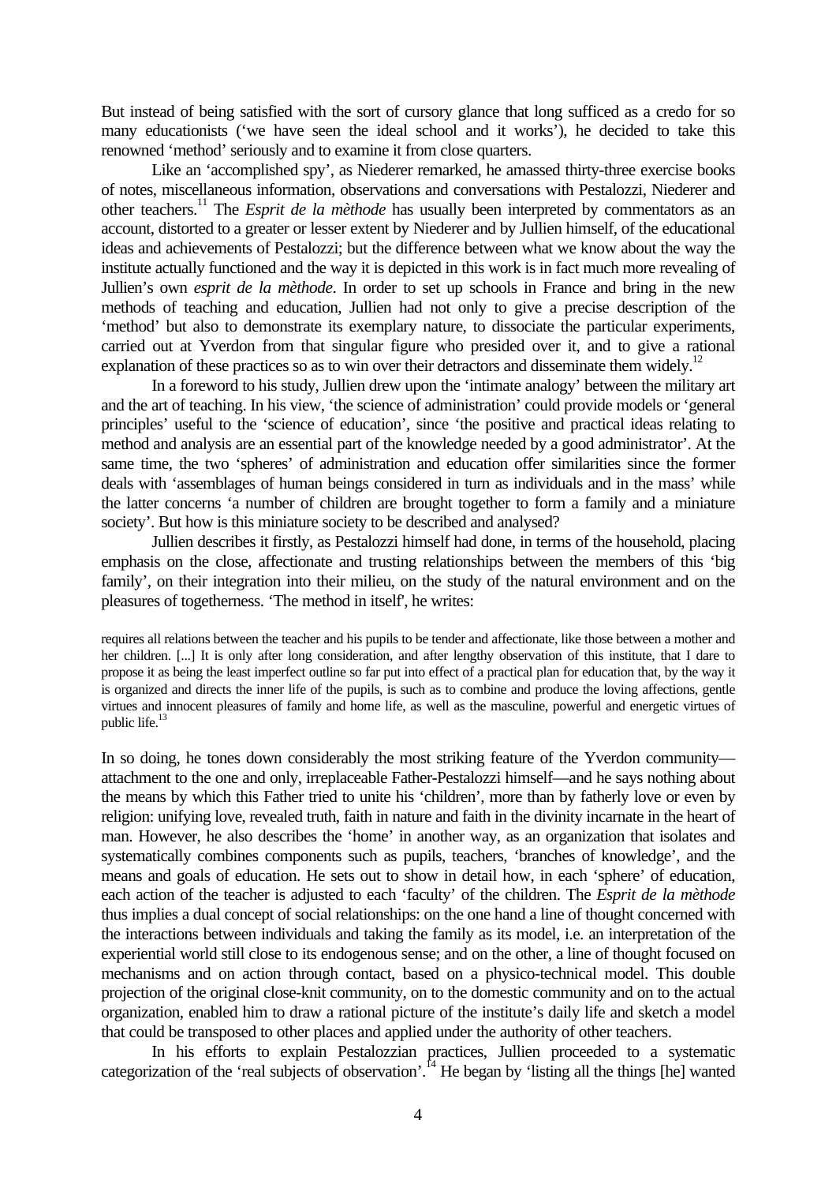But instead of being satisfied with the sort of cursory glance that long sufficed as a credo for so many educationists ('we have seen the ideal school and it works'), he decided to take this renowned 'method' seriously and to examine it from close quarters.

Like an 'accomplished spy', as Niederer remarked, he amassed thirty-three exercise books of notes, miscellaneous information, observations and conversations with Pestalozzi, Niederer and other teachers.[11] The *Esprit de la mèthode* has usually been interpreted by commentators as an account, distorted to a greater or lesser extent by Niederer and by Jullien himself, of the educational ideas and achievements of Pestalozzi; but the difference between what we know about the way the institute actually functioned and the way it is depicted in this work is in fact much more revealing of Jullien's own *esprit de la mèthode*. In order to set up schools in France and bring in the new methods of teaching and education, Jullien had not only to give a precise description of the 'method' but also to demonstrate its exemplary nature, to dissociate the particular experiments, carried out at Yverdon from that singular figure who presided over it, and to give a rational explanation of these practices so as to win over their detractors and disseminate them widely.[12]

In a foreword to his study, Jullien drew upon the 'intimate analogy' between the military art and the art of teaching. In his view, 'the science of administration' could provide models or 'general principles' useful to the 'science of education', since 'the positive and practical ideas relating to method and analysis are an essential part of the knowledge needed by a good administrator'. At the same time, the two 'spheres' of administration and education offer similarities since the former deals with 'assemblages of human beings considered in turn as individuals and in the mass' while the latter concerns 'a number of children are brought together to form a family and a miniature society'. But how is this miniature society to be described and analysed?

Jullien describes it firstly, as Pestalozzi himself had done, in terms of the household, placing emphasis on the close, affectionate and trusting relationships between the members of this 'big family', on their integration into their milieu, on the study of the natural environment and on the pleasures of togetherness. 'The method in itself', he writes:

> requires all relations between the teacher and his pupils to be tender and affectionate, like those between a mother and her children. [...] It is only after long consideration, and after lengthy observation of this institute, that I dare to propose it as being the least imperfect outline so far put into effect of a practical plan for education that, by the way it is organized and directs the inner life of the pupils, is such as to combine and produce the loving affections, gentle virtues and innocent pleasures of family and home life, as well as the masculine, powerful and energetic virtues of public life.[13]

In so doing, he tones down considerably the most striking feature of the Yverdon community—attachment to the one and only, irreplaceable Father-Pestalozzi himself—and he says nothing about the means by which this Father tried to unite his 'children', more than by fatherly love or even by religion: unifying love, revealed truth, faith in nature and faith in the divinity incarnate in the heart of man. However, he also describes the 'home' in another way, as an organization that isolates and systematically combines components such as pupils, teachers, 'branches of knowledge', and the means and goals of education. He sets out to show in detail how, in each 'sphere' of education, each action of the teacher is adjusted to each 'faculty' of the children. The *Esprit de la mèthode* thus implies a dual concept of social relationships: on the one hand a line of thought concerned with the interactions between individuals and taking the family as its model, i.e. an interpretation of the experiential world still close to its endogenous sense; and on the other, a line of thought focused on mechanisms and on action through contact, based on a physico-technical model. This double projection of the original close-knit community, on to the domestic community and on to the actual organization, enabled him to draw a rational picture of the institute's daily life and sketch a model that could be transposed to other places and applied under the authority of other teachers.

In his efforts to explain Pestalozzian practices, Jullien proceeded to a systematic categorization of the 'real subjects of observation'.[14] He began by 'listing all the things [he] wanted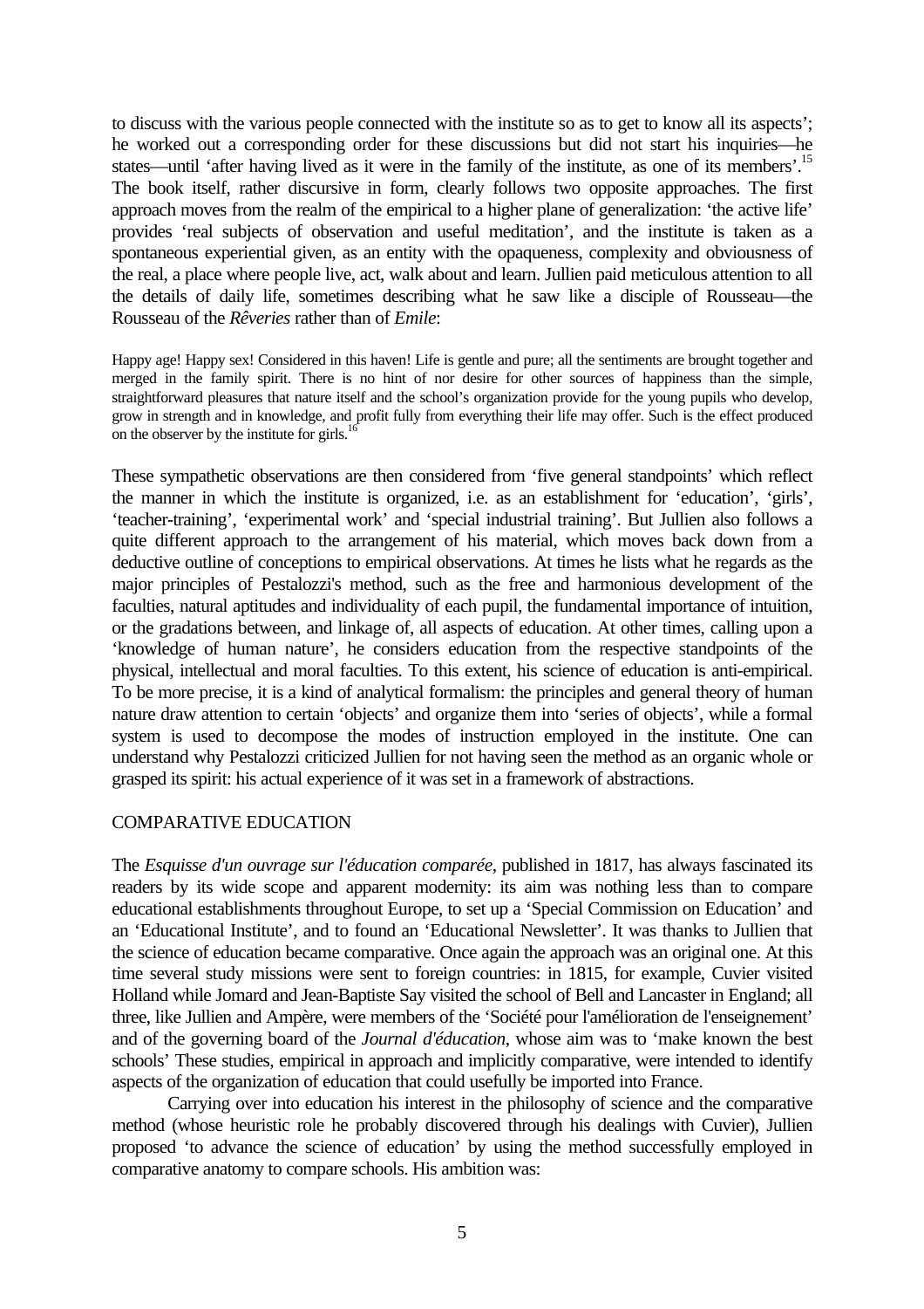to discuss with the various people connected with the institute so as to get to know all its aspects'; he worked out a corresponding order for these discussions but did not start his inquiries—he states—until 'after having lived as it were in the family of the institute, as one of its members'.[15] The book itself, rather discursive in form, clearly follows two opposite approaches. The first approach moves from the realm of the empirical to a higher plane of generalization: 'the active life' provides 'real subjects of observation and useful meditation', and the institute is taken as a spontaneous experiential given, as an entity with the opaqueness, complexity and obviousness of the real, a place where people live, act, walk about and learn. Jullien paid meticulous attention to all the details of daily life, sometimes describing what he saw like a disciple of Rousseau—the Rousseau of the *Rêveries* rather than of *Emile*:

> Happy age! Happy sex! Considered in this haven! Life is gentle and pure; all the sentiments are brought together and merged in the family spirit. There is no hint of nor desire for other sources of happiness than the simple, straightforward pleasures that nature itself and the school's organization provide for the young pupils who develop, grow in strength and in knowledge, and profit fully from everything their life may offer. Such is the effect produced on the observer by the institute for girls.[16]

These sympathetic observations are then considered from 'five general standpoints' which reflect the manner in which the institute is organized, i.e. as an establishment for 'education', 'girls', 'teacher-training', 'experimental work' and 'special industrial training'. But Jullien also follows a quite different approach to the arrangement of his material, which moves back down from a deductive outline of conceptions to empirical observations. At times he lists what he regards as the major principles of Pestalozzi's method, such as the free and harmonious development of the faculties, natural aptitudes and individuality of each pupil, the fundamental importance of intuition, or the gradations between, and linkage of, all aspects of education. At other times, calling upon a 'knowledge of human nature', he considers education from the respective standpoints of the physical, intellectual and moral faculties. To this extent, his science of education is anti-empirical. To be more precise, it is a kind of analytical formalism: the principles and general theory of human nature draw attention to certain 'objects' and organize them into 'series of objects', while a formal system is used to decompose the modes of instruction employed in the institute. One can understand why Pestalozzi criticized Jullien for not having seen the method as an organic whole or grasped its spirit: his actual experience of it was set in a framework of abstractions.

## COMPARATIVE EDUCATION

The *Esquisse d'un ouvrage sur l'éducation comparée*, published in 1817, has always fascinated its readers by its wide scope and apparent modernity: its aim was nothing less than to compare educational establishments throughout Europe, to set up a 'Special Commission on Education' and an 'Educational Institute', and to found an 'Educational Newsletter'. It was thanks to Jullien that the science of education became comparative. Once again the approach was an original one. At this time several study missions were sent to foreign countries: in 1815, for example, Cuvier visited Holland while Jomard and Jean-Baptiste Say visited the school of Bell and Lancaster in England; all three, like Jullien and Ampère, were members of the 'Société pour l'amélioration de l'enseignement' and of the governing board of the *Journal d'éducation*, whose aim was to 'make known the best schools' These studies, empirical in approach and implicitly comparative, were intended to identify aspects of the organization of education that could usefully be imported into France.

Carrying over into education his interest in the philosophy of science and the comparative method (whose heuristic role he probably discovered through his dealings with Cuvier), Jullien proposed 'to advance the science of education' by using the method successfully employed in comparative anatomy to compare schools. His ambition was: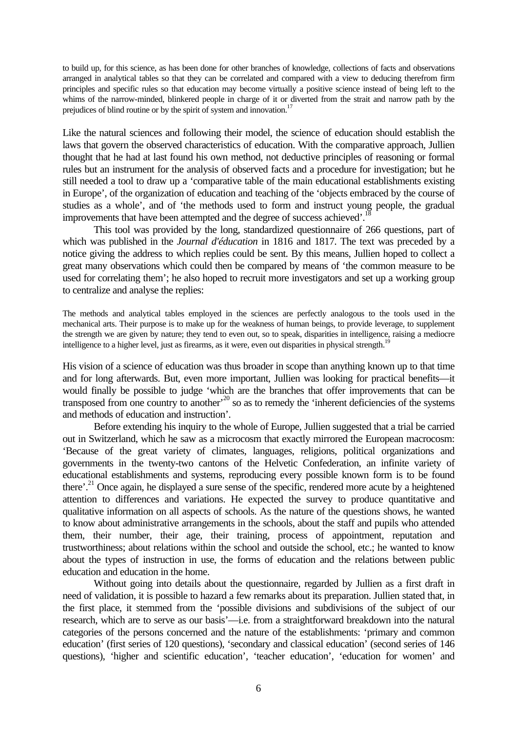to build up, for this science, as has been done for other branches of knowledge, collections of facts and observations arranged in analytical tables so that they can be correlated and compared with a view to deducing therefrom firm principles and specific rules so that education may become virtually a positive science instead of being left to the whims of the narrow-minded, blinkered people in charge of it or diverted from the strait and narrow path by the prejudices of blind routine or by the spirit of system and innovation.[17]

Like the natural sciences and following their model, the science of education should establish the laws that govern the observed characteristics of education. With the comparative approach, Jullien thought that he had at last found his own method, not deductive principles of reasoning or formal rules but an instrument for the analysis of observed facts and a procedure for investigation; but he still needed a tool to draw up a 'comparative table of the main educational establishments existing in Europe', of the organization of education and teaching of the 'objects embraced by the course of studies as a whole', and of 'the methods used to form and instruct young people, the gradual improvements that have been attempted and the degree of success achieved'.[18]

This tool was provided by the long, standardized questionnaire of 266 questions, part of which was published in the *Journal d'éducation* in 1816 and 1817. The text was preceded by a notice giving the address to which replies could be sent. By this means, Jullien hoped to collect a great many observations which could then be compared by means of 'the common measure to be used for correlating them'; he also hoped to recruit more investigators and set up a working group to centralize and analyse the replies:

The methods and analytical tables employed in the sciences are perfectly analogous to the tools used in the mechanical arts. Their purpose is to make up for the weakness of human beings, to provide leverage, to supplement the strength we are given by nature; they tend to even out, so to speak, disparities in intelligence, raising a mediocre intelligence to a higher level, just as firearms, as it were, even out disparities in physical strength.[19]

His vision of a science of education was thus broader in scope than anything known up to that time and for long afterwards. But, even more important, Jullien was looking for practical benefits—it would finally be possible to judge 'which are the branches that offer improvements that can be transposed from one country to another'[20] so as to remedy the 'inherent deficiencies of the systems and methods of education and instruction'.

Before extending his inquiry to the whole of Europe, Jullien suggested that a trial be carried out in Switzerland, which he saw as a microcosm that exactly mirrored the European macrocosm: 'Because of the great variety of climates, languages, religions, political organizations and governments in the twenty-two cantons of the Helvetic Confederation, an infinite variety of educational establishments and systems, reproducing every possible known form is to be found there'.[21] Once again, he displayed a sure sense of the specific, rendered more acute by a heightened attention to differences and variations. He expected the survey to produce quantitative and qualitative information on all aspects of schools. As the nature of the questions shows, he wanted to know about administrative arrangements in the schools, about the staff and pupils who attended them, their number, their age, their training, process of appointment, reputation and trustworthiness; about relations within the school and outside the school, etc.; he wanted to know about the types of instruction in use, the forms of education and the relations between public education and education in the home.

Without going into details about the questionnaire, regarded by Jullien as a first draft in need of validation, it is possible to hazard a few remarks about its preparation. Jullien stated that, in the first place, it stemmed from the 'possible divisions and subdivisions of the subject of our research, which are to serve as our basis'—i.e. from a straightforward breakdown into the natural categories of the persons concerned and the nature of the establishments: 'primary and common education' (first series of 120 questions), 'secondary and classical education' (second series of 146 questions), 'higher and scientific education', 'teacher education', 'education for women' and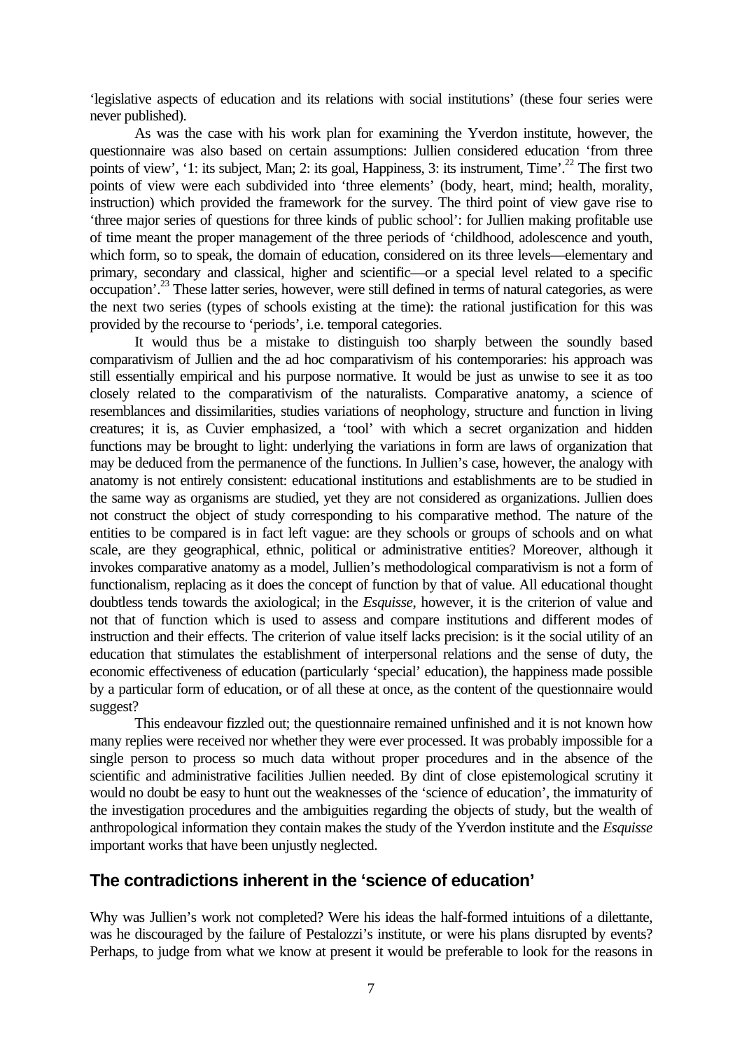'legislative aspects of education and its relations with social institutions' (these four series were never published).

As was the case with his work plan for examining the Yverdon institute, however, the questionnaire was also based on certain assumptions: Jullien considered education 'from three points of view', '1: its subject, Man; 2: its goal, Happiness, 3: its instrument, Time'.[22] The first two points of view were each subdivided into 'three elements' (body, heart, mind; health, morality, instruction) which provided the framework for the survey. The third point of view gave rise to 'three major series of questions for three kinds of public school': for Jullien making profitable use of time meant the proper management of the three periods of 'childhood, adolescence and youth, which form, so to speak, the domain of education, considered on its three levels—elementary and primary, secondary and classical, higher and scientific—or a special level related to a specific occupation'.[23] These latter series, however, were still defined in terms of natural categories, as were the next two series (types of schools existing at the time): the rational justification for this was provided by the recourse to 'periods', i.e. temporal categories.

It would thus be a mistake to distinguish too sharply between the soundly based comparativism of Jullien and the ad hoc comparativism of his contemporaries: his approach was still essentially empirical and his purpose normative. It would be just as unwise to see it as too closely related to the comparativism of the naturalists. Comparative anatomy, a science of resemblances and dissimilarities, studies variations of neophology, structure and function in living creatures; it is, as Cuvier emphasized, a 'tool' with which a secret organization and hidden functions may be brought to light: underlying the variations in form are laws of organization that may be deduced from the permanence of the functions. In Jullien's case, however, the analogy with anatomy is not entirely consistent: educational institutions and establishments are to be studied in the same way as organisms are studied, yet they are not considered as organizations. Jullien does not construct the object of study corresponding to his comparative method. The nature of the entities to be compared is in fact left vague: are they schools or groups of schools and on what scale, are they geographical, ethnic, political or administrative entities? Moreover, although it invokes comparative anatomy as a model, Jullien's methodological comparativism is not a form of functionalism, replacing as it does the concept of function by that of value. All educational thought doubtless tends towards the axiological; in the *Esquisse*, however, it is the criterion of value and not that of function which is used to assess and compare institutions and different modes of instruction and their effects. The criterion of value itself lacks precision: is it the social utility of an education that stimulates the establishment of interpersonal relations and the sense of duty, the economic effectiveness of education (particularly 'special' education), the happiness made possible by a particular form of education, or of all these at once, as the content of the questionnaire would suggest?

This endeavour fizzled out; the questionnaire remained unfinished and it is not known how many replies were received nor whether they were ever processed. It was probably impossible for a single person to process so much data without proper procedures and in the absence of the scientific and administrative facilities Jullien needed. By dint of close epistemological scrutiny it would no doubt be easy to hunt out the weaknesses of the 'science of education', the immaturity of the investigation procedures and the ambiguities regarding the objects of study, but the wealth of anthropological information they contain makes the study of the Yverdon institute and the *Esquisse* important works that have been unjustly neglected.

## The contradictions inherent in the 'science of education'

Why was Jullien's work not completed? Were his ideas the half-formed intuitions of a dilettante, was he discouraged by the failure of Pestalozzi's institute, or were his plans disrupted by events? Perhaps, to judge from what we know at present it would be preferable to look for the reasons in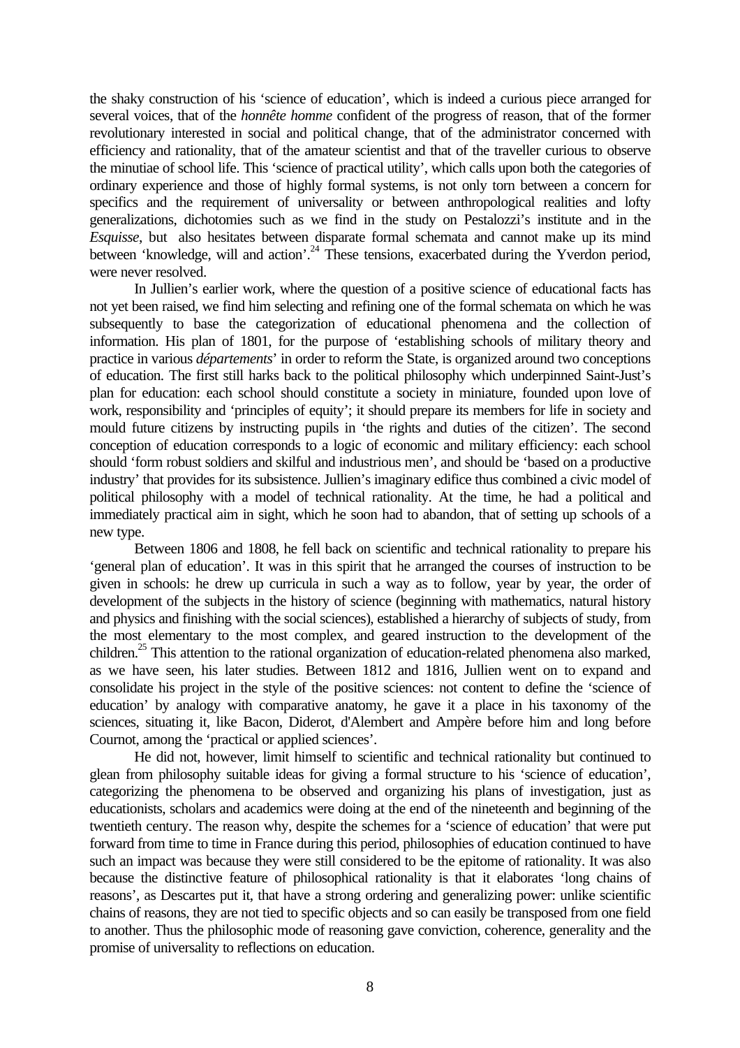the shaky construction of his 'science of education', which is indeed a curious piece arranged for several voices, that of the *honnête homme* confident of the progress of reason, that of the former revolutionary interested in social and political change, that of the administrator concerned with efficiency and rationality, that of the amateur scientist and that of the traveller curious to observe the minutiae of school life. This 'science of practical utility', which calls upon both the categories of ordinary experience and those of highly formal systems, is not only torn between a concern for specifics and the requirement of universality or between anthropological realities and lofty generalizations, dichotomies such as we find in the study on Pestalozzi's institute and in the *Esquisse*, but also hesitates between disparate formal schemata and cannot make up its mind between 'knowledge, will and action'.[24] These tensions, exacerbated during the Yverdon period, were never resolved.

In Jullien's earlier work, where the question of a positive science of educational facts has not yet been raised, we find him selecting and refining one of the formal schemata on which he was subsequently to base the categorization of educational phenomena and the collection of information. His plan of 1801, for the purpose of 'establishing schools of military theory and practice in various *départements*' in order to reform the State, is organized around two conceptions of education. The first still harks back to the political philosophy which underpinned Saint-Just's plan for education: each school should constitute a society in miniature, founded upon love of work, responsibility and 'principles of equity'; it should prepare its members for life in society and mould future citizens by instructing pupils in 'the rights and duties of the citizen'. The second conception of education corresponds to a logic of economic and military efficiency: each school should 'form robust soldiers and skilful and industrious men', and should be 'based on a productive industry' that provides for its subsistence. Jullien's imaginary edifice thus combined a civic model of political philosophy with a model of technical rationality. At the time, he had a political and immediately practical aim in sight, which he soon had to abandon, that of setting up schools of a new type.

Between 1806 and 1808, he fell back on scientific and technical rationality to prepare his 'general plan of education'. It was in this spirit that he arranged the courses of instruction to be given in schools: he drew up curricula in such a way as to follow, year by year, the order of development of the subjects in the history of science (beginning with mathematics, natural history and physics and finishing with the social sciences), established a hierarchy of subjects of study, from the most elementary to the most complex, and geared instruction to the development of the children.[25] This attention to the rational organization of education-related phenomena also marked, as we have seen, his later studies. Between 1812 and 1816, Jullien went on to expand and consolidate his project in the style of the positive sciences: not content to define the 'science of education' by analogy with comparative anatomy, he gave it a place in his taxonomy of the sciences, situating it, like Bacon, Diderot, d'Alembert and Ampère before him and long before Cournot, among the 'practical or applied sciences'.

He did not, however, limit himself to scientific and technical rationality but continued to glean from philosophy suitable ideas for giving a formal structure to his 'science of education', categorizing the phenomena to be observed and organizing his plans of investigation, just as educationists, scholars and academics were doing at the end of the nineteenth and beginning of the twentieth century. The reason why, despite the schemes for a 'science of education' that were put forward from time to time in France during this period, philosophies of education continued to have such an impact was because they were still considered to be the epitome of rationality. It was also because the distinctive feature of philosophical rationality is that it elaborates 'long chains of reasons', as Descartes put it, that have a strong ordering and generalizing power: unlike scientific chains of reasons, they are not tied to specific objects and so can easily be transposed from one field to another. Thus the philosophic mode of reasoning gave conviction, coherence, generality and the promise of universality to reflections on education.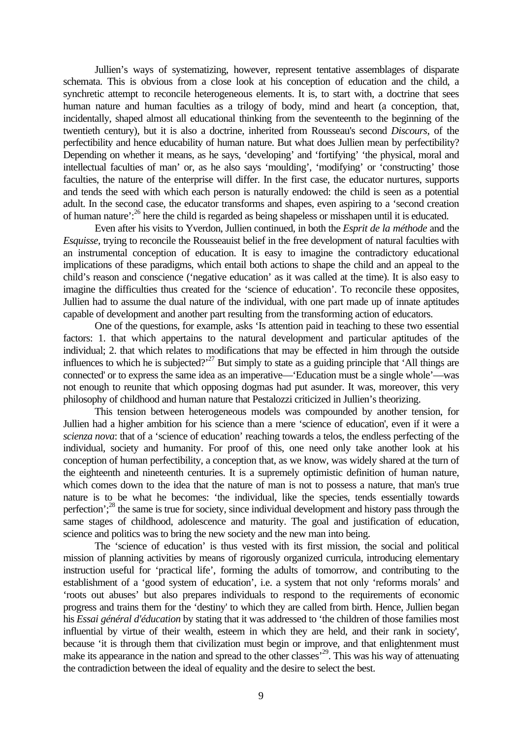Jullien's ways of systematizing, however, represent tentative assemblages of disparate schemata. This is obvious from a close look at his conception of education and the child, a synchretic attempt to reconcile heterogeneous elements. It is, to start with, a doctrine that sees human nature and human faculties as a trilogy of body, mind and heart (a conception, that, incidentally, shaped almost all educational thinking from the seventeenth to the beginning of the twentieth century), but it is also a doctrine, inherited from Rousseau's second *Discours*, of the perfectibility and hence educability of human nature. But what does Jullien mean by perfectibility? Depending on whether it means, as he says, 'developing' and 'fortifying' 'the physical, moral and intellectual faculties of man' or, as he also says 'moulding', 'modifying' or 'constructing' those faculties, the nature of the enterprise will differ. In the first case, the educator nurtures, supports and tends the seed with which each person is naturally endowed: the child is seen as a potential adult. In the second case, the educator transforms and shapes, even aspiring to a 'second creation of human nature':[26] here the child is regarded as being shapeless or misshapen until it is educated.

Even after his visits to Yverdon, Jullien continued, in both the *Esprit de la méthode* and the *Esquisse*, trying to reconcile the Rousseauist belief in the free development of natural faculties with an instrumental conception of education. It is easy to imagine the contradictory educational implications of these paradigms, which entail both actions to shape the child and an appeal to the child's reason and conscience ('negative education' as it was called at the time). It is also easy to imagine the difficulties thus created for the 'science of education'. To reconcile these opposites, Jullien had to assume the dual nature of the individual, with one part made up of innate aptitudes capable of development and another part resulting from the transforming action of educators.

One of the questions, for example, asks 'Is attention paid in teaching to these two essential factors: 1. that which appertains to the natural development and particular aptitudes of the individual; 2. that which relates to modifications that may be effected in him through the outside influences to which he is subjected?'[27] But simply to state as a guiding principle that 'All things are connected' or to express the same idea as an imperative—'Education must be a single whole'—was not enough to reunite that which opposing dogmas had put asunder. It was, moreover, this very philosophy of childhood and human nature that Pestalozzi criticized in Jullien's theorizing.

This tension between heterogeneous models was compounded by another tension, for Jullien had a higher ambition for his science than a mere 'science of education', even if it were a *scienza nova*: that of a 'science of education' reaching towards a telos, the endless perfecting of the individual, society and humanity. For proof of this, one need only take another look at his conception of human perfectibility, a conception that, as we know, was widely shared at the turn of the eighteenth and nineteenth centuries. It is a supremely optimistic definition of human nature, which comes down to the idea that the nature of man is not to possess a nature, that man's true nature is to be what he becomes: 'the individual, like the species, tends essentially towards perfection';[28] the same is true for society, since individual development and history pass through the same stages of childhood, adolescence and maturity. The goal and justification of education, science and politics was to bring the new society and the new man into being.

The 'science of education' is thus vested with its first mission, the social and political mission of planning activities by means of rigorously organized curricula, introducing elementary instruction useful for 'practical life', forming the adults of tomorrow, and contributing to the establishment of a 'good system of education', i.e. a system that not only 'reforms morals' and 'roots out abuses' but also prepares individuals to respond to the requirements of economic progress and trains them for the 'destiny' to which they are called from birth. Hence, Jullien began his *Essai général d'éducation* by stating that it was addressed to 'the children of those families most influential by virtue of their wealth, esteem in which they are held, and their rank in society', because 'it is through them that civilization must begin or improve, and that enlightenment must make its appearance in the nation and spread to the other classes'[29]. This was his way of attenuating the contradiction between the ideal of equality and the desire to select the best.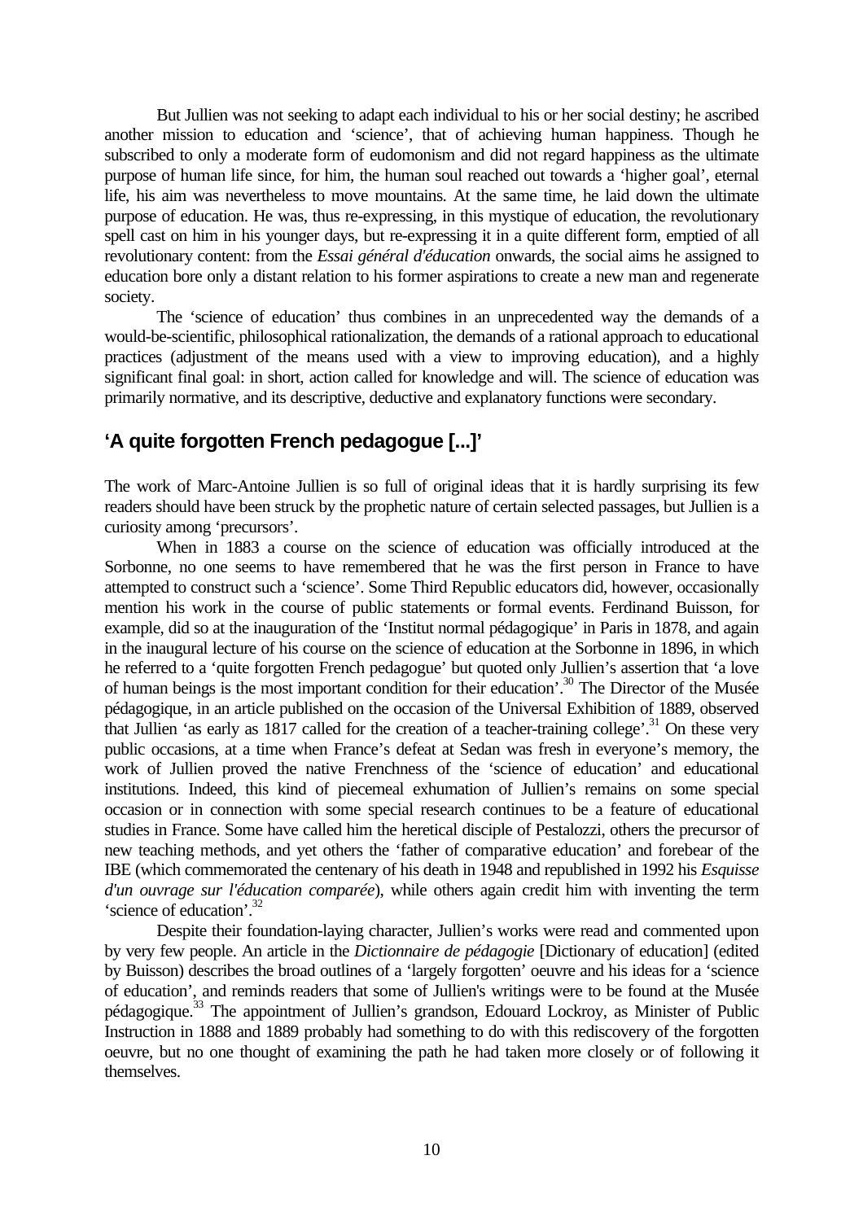But Jullien was not seeking to adapt each individual to his or her social destiny; he ascribed another mission to education and 'science', that of achieving human happiness. Though he subscribed to only a moderate form of eudomonism and did not regard happiness as the ultimate purpose of human life since, for him, the human soul reached out towards a 'higher goal', eternal life, his aim was nevertheless to move mountains. At the same time, he laid down the ultimate purpose of education. He was, thus re-expressing, in this mystique of education, the revolutionary spell cast on him in his younger days, but re-expressing it in a quite different form, emptied of all revolutionary content: from the *Essai général d'éducation* onwards, the social aims he assigned to education bore only a distant relation to his former aspirations to create a new man and regenerate society.

The 'science of education' thus combines in an unprecedented way the demands of a would-be-scientific, philosophical rationalization, the demands of a rational approach to educational practices (adjustment of the means used with a view to improving education), and a highly significant final goal: in short, action called for knowledge and will. The science of education was primarily normative, and its descriptive, deductive and explanatory functions were secondary.

## 'A quite forgotten French pedagogue [...]'

The work of Marc-Antoine Jullien is so full of original ideas that it is hardly surprising its few readers should have been struck by the prophetic nature of certain selected passages, but Jullien is a curiosity among 'precursors'.

When in 1883 a course on the science of education was officially introduced at the Sorbonne, no one seems to have remembered that he was the first person in France to have attempted to construct such a 'science'. Some Third Republic educators did, however, occasionally mention his work in the course of public statements or formal events. Ferdinand Buisson, for example, did so at the inauguration of the 'Institut normal pédagogique' in Paris in 1878, and again in the inaugural lecture of his course on the science of education at the Sorbonne in 1896, in which he referred to a 'quite forgotten French pedagogue' but quoted only Jullien's assertion that 'a love of human beings is the most important condition for their education'.[30] The Director of the Musée pédagogique, in an article published on the occasion of the Universal Exhibition of 1889, observed that Jullien 'as early as 1817 called for the creation of a teacher-training college'.[31] On these very public occasions, at a time when France's defeat at Sedan was fresh in everyone's memory, the work of Jullien proved the native Frenchness of the 'science of education' and educational institutions. Indeed, this kind of piecemeal exhumation of Jullien's remains on some special occasion or in connection with some special research continues to be a feature of educational studies in France. Some have called him the heretical disciple of Pestalozzi, others the precursor of new teaching methods, and yet others the 'father of comparative education' and forebear of the IBE (which commemorated the centenary of his death in 1948 and republished in 1992 his *Esquisse d'un ouvrage sur l'éducation comparée*), while others again credit him with inventing the term 'science of education'.[32]

Despite their foundation-laying character, Jullien's works were read and commented upon by very few people. An article in the *Dictionnaire de pédagogie* [Dictionary of education] (edited by Buisson) describes the broad outlines of a 'largely forgotten' oeuvre and his ideas for a 'science of education', and reminds readers that some of Jullien's writings were to be found at the Musée pédagogique.[33] The appointment of Jullien's grandson, Edouard Lockroy, as Minister of Public Instruction in 1888 and 1889 probably had something to do with this rediscovery of the forgotten oeuvre, but no one thought of examining the path he had taken more closely or of following it themselves.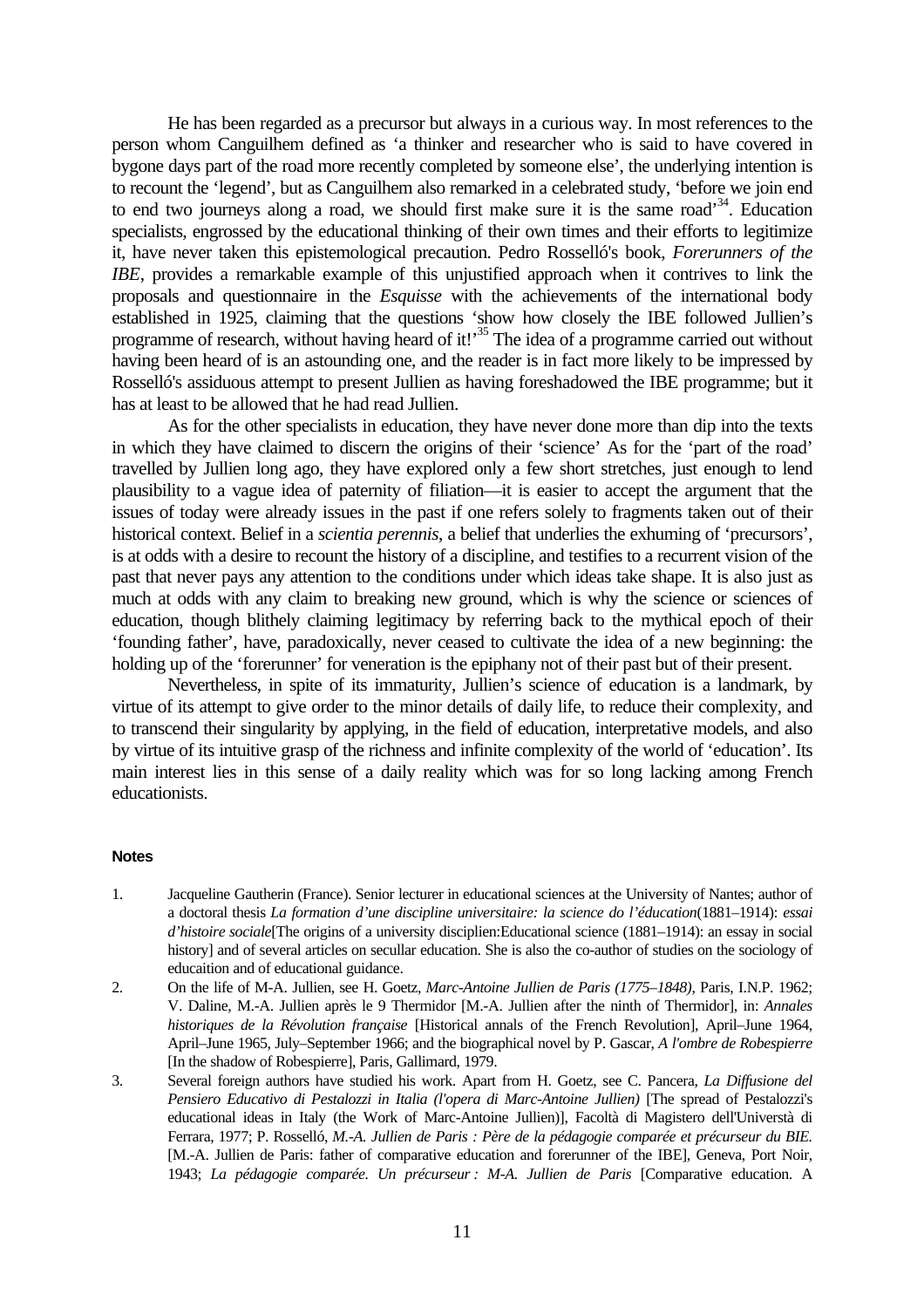He has been regarded as a precursor but always in a curious way. In most references to the person whom Canguilhem defined as 'a thinker and researcher who is said to have covered in bygone days part of the road more recently completed by someone else', the underlying intention is to recount the 'legend', but as Canguilhem also remarked in a celebrated study, 'before we join end to end two journeys along a road, we should first make sure it is the same road'[34]. Education specialists, engrossed by the educational thinking of their own times and their efforts to legitimize it, have never taken this epistemological precaution. Pedro Rosselló's book, *Forerunners of the IBE*, provides a remarkable example of this unjustified approach when it contrives to link the proposals and questionnaire in the *Esquisse* with the achievements of the international body established in 1925, claiming that the questions 'show how closely the IBE followed Jullien's programme of research, without having heard of it!'[35] The idea of a programme carried out without having been heard of is an astounding one, and the reader is in fact more likely to be impressed by Rosselló's assiduous attempt to present Jullien as having foreshadowed the IBE programme; but it has at least to be allowed that he had read Jullien.

As for the other specialists in education, they have never done more than dip into the texts in which they have claimed to discern the origins of their 'science' As for the 'part of the road' travelled by Jullien long ago, they have explored only a few short stretches, just enough to lend plausibility to a vague idea of paternity of filiation—it is easier to accept the argument that the issues of today were already issues in the past if one refers solely to fragments taken out of their historical context. Belief in a *scientia perennis*, a belief that underlies the exhuming of 'precursors', is at odds with a desire to recount the history of a discipline, and testifies to a recurrent vision of the past that never pays any attention to the conditions under which ideas take shape. It is also just as much at odds with any claim to breaking new ground, which is why the science or sciences of education, though blithely claiming legitimacy by referring back to the mythical epoch of their 'founding father', have, paradoxically, never ceased to cultivate the idea of a new beginning: the holding up of the 'forerunner' for veneration is the epiphany not of their past but of their present.

Nevertheless, in spite of its immaturity, Jullien's science of education is a landmark, by virtue of its attempt to give order to the minor details of daily life, to reduce their complexity, and to transcend their singularity by applying, in the field of education, interpretative models, and also by virtue of its intuitive grasp of the richness and infinite complexity of the world of 'education'. Its main interest lies in this sense of a daily reality which was for so long lacking among French educationists.

### Notes

1. Jacqueline Gautherin (France). Senior lecturer in educational sciences at the University of Nantes; author of a doctoral thesis *La formation d'une discipline universitaire: la science do l'éducation*(1881–1914): *essai d'histoire sociale*[The origins of a university disciplien:Educational science (1881–1914): an essay in social history] and of several articles on secullar education. She is also the co-author of studies on the sociology of educaition and of educational guidance.
2. On the life of M-A. Jullien, see H. Goetz, *Marc-Antoine Jullien de Paris (1775–1848)*, Paris, I.N.P. 1962; V. Daline, M.-A. Jullien après le 9 Thermidor [M.-A. Jullien after the ninth of Thermidor], in: *Annales historiques de la Révolution française* [Historical annals of the French Revolution], April–June 1964, April–June 1965, July–September 1966; and the biographical novel by P. Gascar, *A l'ombre de Robespierre* [In the shadow of Robespierre], Paris, Gallimard, 1979.
3. Several foreign authors have studied his work. Apart from H. Goetz, see C. Pancera, *La Diffusione del Pensiero Educativo di Pestalozzi in Italia (l'opera di Marc-Antoine Jullien)* [The spread of Pestalozzi's educational ideas in Italy (the Work of Marc-Antoine Jullien)], Facoltà di Magistero dell'Universtà di Ferrara, 1977; P. Rosselló, *M.-A. Jullien de Paris : Père de la pédagogie comparée et précurseur du BIE.* [M.-A. Jullien de Paris: father of comparative education and forerunner of the IBE], Geneva, Port Noir, 1943; *La pédagogie comparée. Un précurseur : M-A. Jullien de Paris* [Comparative education. A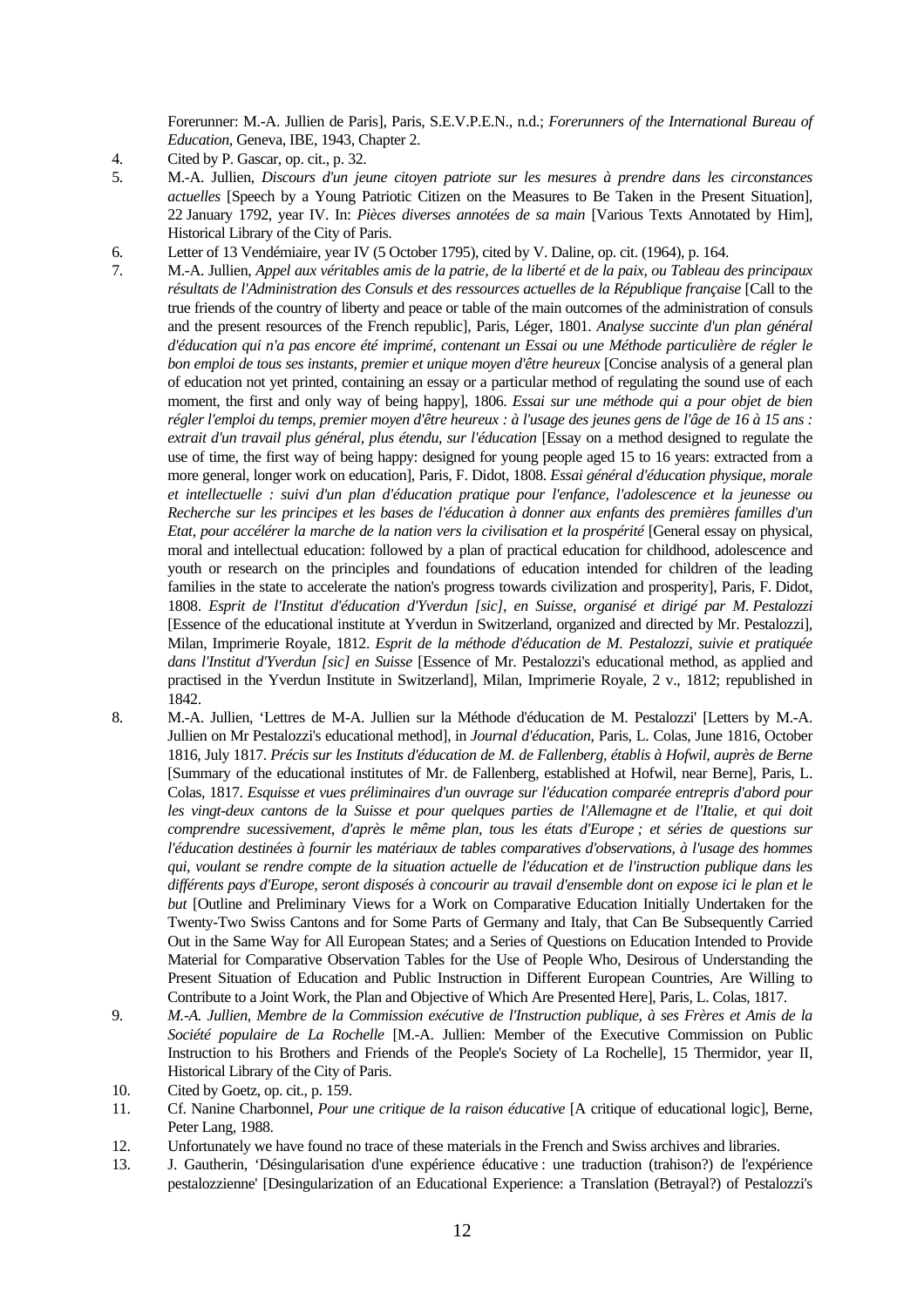Forerunner: M.-A. Jullien de Paris], Paris, S.E.V.P.E.N., n.d.; *Forerunners of the International Bureau of Education*, Geneva, IBE, 1943, Chapter 2.

4. Cited by P. Gascar, op. cit., p. 32.
5. M.-A. Jullien, *Discours d'un jeune citoyen patriote sur les mesures à prendre dans les circonstances actuelles* [Speech by a Young Patriotic Citizen on the Measures to Be Taken in the Present Situation], 22 January 1792, year IV. In: *Pièces diverses annotées de sa main* [Various Texts Annotated by Him], Historical Library of the City of Paris.
6. Letter of 13 Vendémiaire, year IV (5 October 1795), cited by V. Daline, op. cit. (1964), p. 164.
7. M.-A. Jullien, *Appel aux véritables amis de la patrie, de la liberté et de la paix, ou Tableau des principaux résultats de l'Administration des Consuls et des ressources actuelles de la République française* [Call to the true friends of the country of liberty and peace or table of the main outcomes of the administration of consuls and the present resources of the French republic], Paris, Léger, 1801. *Analyse succinte d'un plan général d'éducation qui n'a pas encore été imprimé, contenant un Essai ou une Méthode particulière de régler le bon emploi de tous ses instants, premier et unique moyen d'être heureux* [Concise analysis of a general plan of education not yet printed, containing an essay or a particular method of regulating the sound use of each moment, the first and only way of being happy], 1806. *Essai sur une méthode qui a pour objet de bien régler l'emploi du temps, premier moyen d'être heureux : à l'usage des jeunes gens de l'âge de 16 à 15 ans : extrait d'un travail plus général, plus étendu, sur l'éducation* [Essay on a method designed to regulate the use of time, the first way of being happy: designed for young people aged 15 to 16 years: extracted from a more general, longer work on education], Paris, F. Didot, 1808. *Essai général d'éducation physique, morale et intellectuelle : suivi d'un plan d'éducation pratique pour l'enfance, l'adolescence et la jeunesse ou Recherche sur les principes et les bases de l'éducation à donner aux enfants des premières familles d'un Etat, pour accélérer la marche de la nation vers la civilisation et la prospérité* [General essay on physical, moral and intellectual education: followed by a plan of practical education for childhood, adolescence and youth or research on the principles and foundations of education intended for children of the leading families in the state to accelerate the nation's progress towards civilization and prosperity], Paris, F. Didot, 1808. *Esprit de l'Institut d'éducation d'Yverdun [sic], en Suisse, organisé et dirigé par M. Pestalozzi* [Essence of the educational institute at Yverdun in Switzerland, organized and directed by Mr. Pestalozzi], Milan, Imprimerie Royale, 1812. *Esprit de la méthode d'éducation de M. Pestalozzi, suivie et pratiquée dans l'Institut d'Yverdun [sic] en Suisse* [Essence of Mr. Pestalozzi's educational method, as applied and practised in the Yverdun Institute in Switzerland], Milan, Imprimerie Royale, 2 v., 1812; republished in 1842.
8. M.-A. Jullien, 'Lettres de M-A. Jullien sur la Méthode d'éducation de M. Pestalozzi' [Letters by M.-A. Jullien on Mr Pestalozzi's educational method], in *Journal d'éducation*, Paris, L. Colas, June 1816, October 1816, July 1817. *Précis sur les Instituts d'éducation de M. de Fallenberg, établis à Hofwil, auprès de Berne* [Summary of the educational institutes of Mr. de Fallenberg, established at Hofwil, near Berne], Paris, L. Colas, 1817. *Esquisse et vues préliminaires d'un ouvrage sur l'éducation comparée entrepris d'abord pour les vingt-deux cantons de la Suisse et pour quelques parties de l'Allemagne et de l'Italie, et qui doit comprendre sucessivement, d'après le même plan, tous les états d'Europe ; et séries de questions sur l'éducation destinées à fournir les matériaux de tables comparatives d'observations, à l'usage des hommes qui, voulant se rendre compte de la situation actuelle de l'éducation et de l'instruction publique dans les différents pays d'Europe, seront disposés à concourir au travail d'ensemble dont on expose ici le plan et le but* [Outline and Preliminary Views for a Work on Comparative Education Initially Undertaken for the Twenty-Two Swiss Cantons and for Some Parts of Germany and Italy, that Can Be Subsequently Carried Out in the Same Way for All European States; and a Series of Questions on Education Intended to Provide Material for Comparative Observation Tables for the Use of People Who, Desirous of Understanding the Present Situation of Education and Public Instruction in Different European Countries, Are Willing to Contribute to a Joint Work, the Plan and Objective of Which Are Presented Here], Paris, L. Colas, 1817.
9. *M.-A. Jullien, Membre de la Commission exécutive de l'Instruction publique, à ses Frères et Amis de la Société populaire de La Rochelle* [M.-A. Jullien: Member of the Executive Commission on Public Instruction to his Brothers and Friends of the People's Society of La Rochelle], 15 Thermidor, year II, Historical Library of the City of Paris.
10. Cited by Goetz, op. cit., p. 159.
11. Cf. Nanine Charbonnel, *Pour une critique de la raison éducative* [A critique of educational logic], Berne, Peter Lang, 1988.
12. Unfortunately we have found no trace of these materials in the French and Swiss archives and libraries.
13. J. Gautherin, 'Désingularisation d'une expérience éducative : une traduction (trahison?) de l'expérience pestalozzienne' [Desingularization of an Educational Experience: a Translation (Betrayal?) of Pestalozzi's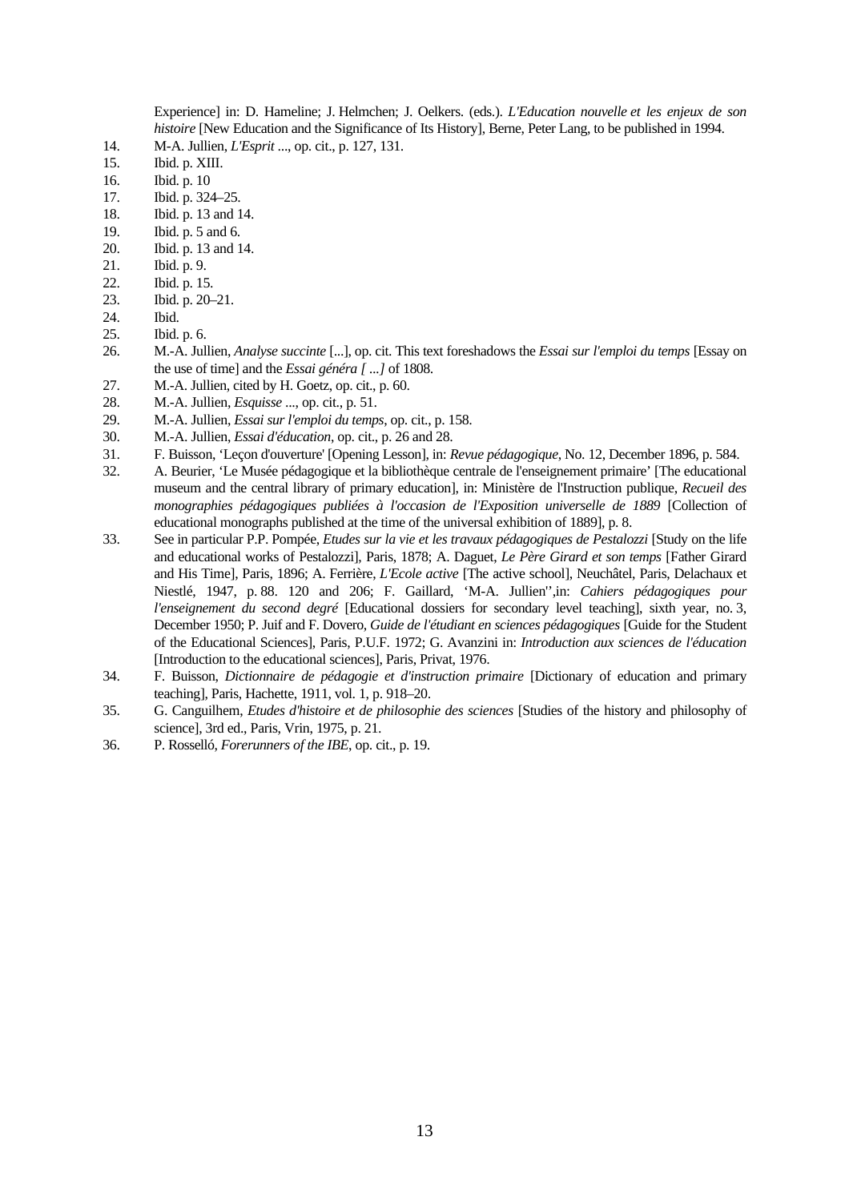Experience] in: D. Hameline; J. Helmchen; J. Oelkers. (eds.). *L'Education nouvelle et les enjeux de son histoire* [New Education and the Significance of Its History], Berne, Peter Lang, to be published in 1994.

14. M-A. Jullien, *L'Esprit* ..., op. cit., p. 127, 131.
15. Ibid. p. XIII.
16. Ibid. p. 10
17. Ibid. p. 324–25.
18. Ibid. p. 13 and 14.
19. Ibid. p. 5 and 6.
20. Ibid. p. 13 and 14.
21. Ibid. p. 9.
22. Ibid. p. 15.
23. Ibid. p. 20–21.
24. Ibid.
25. Ibid. p. 6.
26. M.-A. Jullien, *Analyse succinte* [...], op. cit. This text foreshadows the *Essai sur l'emploi du temps* [Essay on the use of time] and the *Essai généra [ ...]* of 1808.
27. M.-A. Jullien, cited by H. Goetz, op. cit., p. 60.
28. M.-A. Jullien, *Esquisse* ..., op. cit., p. 51.
29. M.-A. Jullien, *Essai sur l'emploi du temps*, op. cit., p. 158.
30. M.-A. Jullien, *Essai d'éducation*, op. cit., p. 26 and 28.
31. F. Buisson, 'Leçon d'ouverture' [Opening Lesson], in: *Revue pédagogique*, No. 12, December 1896, p. 584.
32. A. Beurier, 'Le Musée pédagogique et la bibliothèque centrale de l'enseignement primaire' [The educational museum and the central library of primary education], in: Ministère de l'Instruction publique, *Recueil des monographies pédagogiques publiées à l'occasion de l'Exposition universelle de 1889* [Collection of educational monographs published at the time of the universal exhibition of 1889], p. 8.
33. See in particular P.P. Pompée, *Etudes sur la vie et les travaux pédagogiques de Pestalozzi* [Study on the life and educational works of Pestalozzi], Paris, 1878; A. Daguet, *Le Père Girard et son temps* [Father Girard and His Time], Paris, 1896; A. Ferrière, *L'Ecole active* [The active school], Neuchâtel, Paris, Delachaux et Niestlé, 1947, p. 88. 120 and 206; F. Gaillard, 'M-A. Jullien'',in: *Cahiers pédagogiques pour l'enseignement du second degré* [Educational dossiers for secondary level teaching], sixth year, no. 3, December 1950; P. Juif and F. Dovero, *Guide de l'étudiant en sciences pédagogiques* [Guide for the Student of the Educational Sciences], Paris, P.U.F. 1972; G. Avanzini in: *Introduction aux sciences de l'éducation* [Introduction to the educational sciences], Paris, Privat, 1976.
34. F. Buisson, *Dictionnaire de pédagogie et d'instruction primaire* [Dictionary of education and primary teaching], Paris, Hachette, 1911, vol. 1, p. 918–20.
35. G. Canguilhem, *Etudes d'histoire et de philosophie des sciences* [Studies of the history and philosophy of science], 3rd ed., Paris, Vrin, 1975, p. 21.
36. P. Rosselló, *Forerunners of the IBE*, op. cit., p. 19.